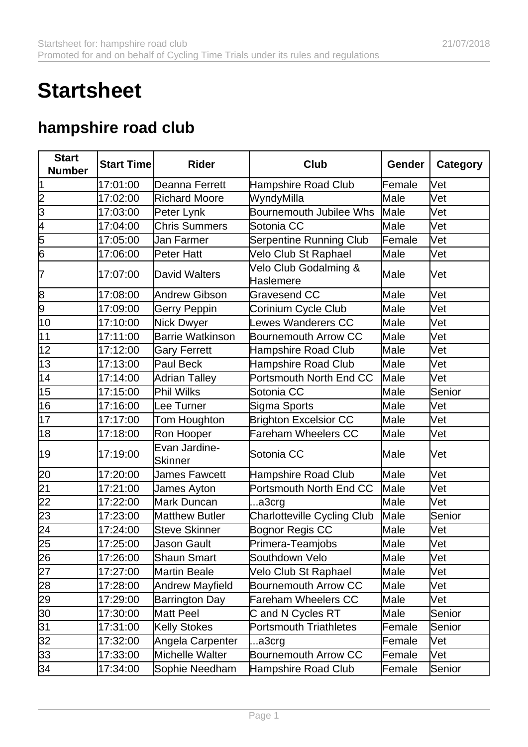# Startsheet

## hampshire road club

| Start Number | Start Time | Rider | Club | Gender | Category |
|---|---|---|---|---|---|
| 1 | 17:01:00 | Deanna Ferrett | Hampshire Road Club | Female | Vet |
| 2 | 17:02:00 | Richard Moore | WyndyMilla | Male | Vet |
| 3 | 17:03:00 | Peter Lynk | Bournemouth Jubilee Whs | Male | Vet |
| 4 | 17:04:00 | Chris Summers | Sotonia CC | Male | Vet |
| 5 | 17:05:00 | Jan Farmer | Serpentine Running Club | Female | Vet |
| 6 | 17:06:00 | Peter Hatt | Velo Club St Raphael | Male | Vet |
| 7 | 17:07:00 | David Walters | Velo Club Godalming & Haslemere | Male | Vet |
| 8 | 17:08:00 | Andrew Gibson | Gravesend CC | Male | Vet |
| 9 | 17:09:00 | Gerry Peppin | Corinium Cycle Club | Male | Vet |
| 10 | 17:10:00 | Nick Dwyer | Lewes Wanderers CC | Male | Vet |
| 11 | 17:11:00 | Barrie Watkinson | Bournemouth Arrow CC | Male | Vet |
| 12 | 17:12:00 | Gary Ferrett | Hampshire Road Club | Male | Vet |
| 13 | 17:13:00 | Paul Beck | Hampshire Road Club | Male | Vet |
| 14 | 17:14:00 | Adrian Talley | Portsmouth North End CC | Male | Vet |
| 15 | 17:15:00 | Phil Wilks | Sotonia CC | Male | Senior |
| 16 | 17:16:00 | Lee Turner | Sigma Sports | Male | Vet |
| 17 | 17:17:00 | Tom Houghton | Brighton Excelsior CC | Male | Vet |
| 18 | 17:18:00 | Ron Hooper | Fareham Wheelers CC | Male | Vet |
| 19 | 17:19:00 | Evan Jardine-Skinner | Sotonia CC | Male | Vet |
| 20 | 17:20:00 | James Fawcett | Hampshire Road Club | Male | Vet |
| 21 | 17:21:00 | James Ayton | Portsmouth North End CC | Male | Vet |
| 22 | 17:22:00 | Mark Duncan | ...a3crg | Male | Vet |
| 23 | 17:23:00 | Matthew Butler | Charlotteville Cycling Club | Male | Senior |
| 24 | 17:24:00 | Steve Skinner | Bognor Regis CC | Male | Vet |
| 25 | 17:25:00 | Jason Gault | Primera-Teamjobs | Male | Vet |
| 26 | 17:26:00 | Shaun Smart | Southdown Velo | Male | Vet |
| 27 | 17:27:00 | Martin Beale | Velo Club St Raphael | Male | Vet |
| 28 | 17:28:00 | Andrew Mayfield | Bournemouth Arrow CC | Male | Vet |
| 29 | 17:29:00 | Barrington Day | Fareham Wheelers CC | Male | Vet |
| 30 | 17:30:00 | Matt Peel | C and N Cycles RT | Male | Senior |
| 31 | 17:31:00 | Kelly Stokes | Portsmouth Triathletes | Female | Senior |
| 32 | 17:32:00 | Angela Carpenter | ...a3crg | Female | Vet |
| 33 | 17:33:00 | Michelle Walter | Bournemouth Arrow CC | Female | Vet |
| 34 | 17:34:00 | Sophie Needham | Hampshire Road Club | Female | Senior |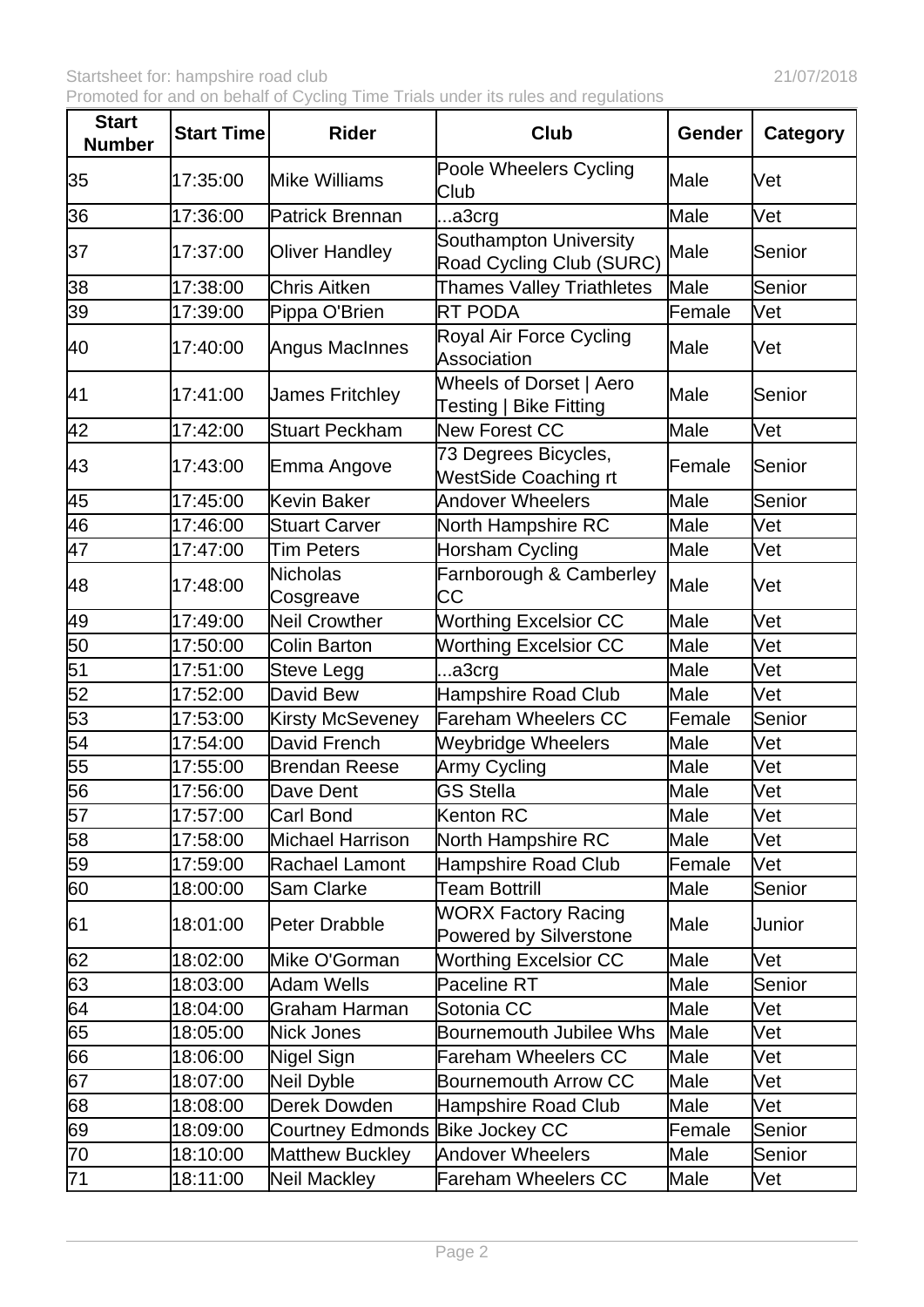| Start Number | Start Time | Rider | Club | Gender | Category |
|---|---|---|---|---|---|
| 35 | 17:35:00 | Mike Williams | Poole Wheelers Cycling Club | Male | Vet |
| 36 | 17:36:00 | Patrick Brennan | ...a3crg | Male | Vet |
| 37 | 17:37:00 | Oliver Handley | Southampton University Road Cycling Club (SURC) | Male | Senior |
| 38 | 17:38:00 | Chris Aitken | Thames Valley Triathletes | Male | Senior |
| 39 | 17:39:00 | Pippa O'Brien | RT PODA | Female | Vet |
| 40 | 17:40:00 | Angus MacInnes | Royal Air Force Cycling Association | Male | Vet |
| 41 | 17:41:00 | James Fritchley | Wheels of Dorset \| Aero Testing \| Bike Fitting | Male | Senior |
| 42 | 17:42:00 | Stuart Peckham | New Forest CC | Male | Vet |
| 43 | 17:43:00 | Emma Angove | 73 Degrees Bicycles, WestSide Coaching rt | Female | Senior |
| 45 | 17:45:00 | Kevin Baker | Andover Wheelers | Male | Senior |
| 46 | 17:46:00 | Stuart Carver | North Hampshire RC | Male | Vet |
| 47 | 17:47:00 | Tim Peters | Horsham Cycling | Male | Vet |
| 48 | 17:48:00 | Nicholas Cosgreave | Farnborough & Camberley CC | Male | Vet |
| 49 | 17:49:00 | Neil Crowther | Worthing Excelsior CC | Male | Vet |
| 50 | 17:50:00 | Colin Barton | Worthing Excelsior CC | Male | Vet |
| 51 | 17:51:00 | Steve Legg | ...a3crg | Male | Vet |
| 52 | 17:52:00 | David Bew | Hampshire Road Club | Male | Vet |
| 53 | 17:53:00 | Kirsty McSeveney | Fareham Wheelers CC | Female | Senior |
| 54 | 17:54:00 | David French | Weybridge Wheelers | Male | Vet |
| 55 | 17:55:00 | Brendan Reese | Army Cycling | Male | Vet |
| 56 | 17:56:00 | Dave Dent | GS Stella | Male | Vet |
| 57 | 17:57:00 | Carl Bond | Kenton RC | Male | Vet |
| 58 | 17:58:00 | Michael Harrison | North Hampshire RC | Male | Vet |
| 59 | 17:59:00 | Rachael Lamont | Hampshire Road Club | Female | Vet |
| 60 | 18:00:00 | Sam Clarke | Team Bottrill | Male | Senior |
| 61 | 18:01:00 | Peter Drabble | WORX Factory Racing Powered by Silverstone | Male | Junior |
| 62 | 18:02:00 | Mike O'Gorman | Worthing Excelsior CC | Male | Vet |
| 63 | 18:03:00 | Adam Wells | Paceline RT | Male | Senior |
| 64 | 18:04:00 | Graham Harman | Sotonia CC | Male | Vet |
| 65 | 18:05:00 | Nick Jones | Bournemouth Jubilee Whs | Male | Vet |
| 66 | 18:06:00 | Nigel Sign | Fareham Wheelers CC | Male | Vet |
| 67 | 18:07:00 | Neil Dyble | Bournemouth Arrow CC | Male | Vet |
| 68 | 18:08:00 | Derek Dowden | Hampshire Road Club | Male | Vet |
| 69 | 18:09:00 | Courtney Edmonds | Bike Jockey CC | Female | Senior |
| 70 | 18:10:00 | Matthew Buckley | Andover Wheelers | Male | Senior |
| 71 | 18:11:00 | Neil Mackley | Fareham Wheelers CC | Male | Vet |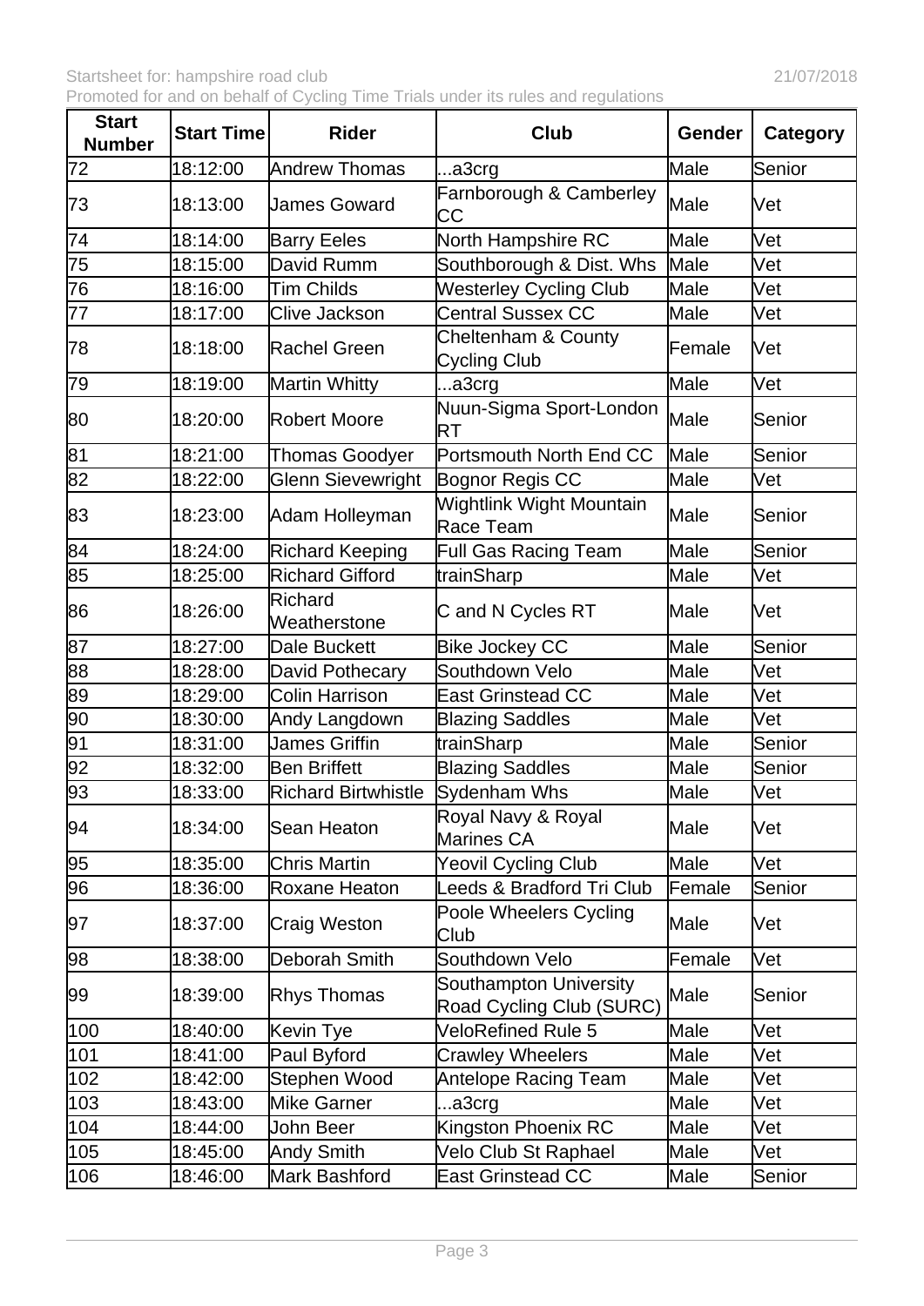| Start Number | Start Time | Rider | Club | Gender | Category |
|---|---|---|---|---|---|
| 72 | 18:12:00 | Andrew Thomas | ...a3crg | Male | Senior |
| 73 | 18:13:00 | James Goward | Farnborough & Camberley CC | Male | Vet |
| 74 | 18:14:00 | Barry Eeles | North Hampshire RC | Male | Vet |
| 75 | 18:15:00 | David Rumm | Southborough & Dist. Whs | Male | Vet |
| 76 | 18:16:00 | Tim Childs | Westerley Cycling Club | Male | Vet |
| 77 | 18:17:00 | Clive Jackson | Central Sussex CC | Male | Vet |
| 78 | 18:18:00 | Rachel Green | Cheltenham & County Cycling Club | Female | Vet |
| 79 | 18:19:00 | Martin Whitty | ...a3crg | Male | Vet |
| 80 | 18:20:00 | Robert Moore | Nuun-Sigma Sport-London RT | Male | Senior |
| 81 | 18:21:00 | Thomas Goodyer | Portsmouth North End CC | Male | Senior |
| 82 | 18:22:00 | Glenn Sievewright | Bognor Regis CC | Male | Vet |
| 83 | 18:23:00 | Adam Holleyman | Wightlink Wight Mountain Race Team | Male | Senior |
| 84 | 18:24:00 | Richard Keeping | Full Gas Racing Team | Male | Senior |
| 85 | 18:25:00 | Richard Gifford | trainSharp | Male | Vet |
| 86 | 18:26:00 | Richard Weatherstone | C and N Cycles RT | Male | Vet |
| 87 | 18:27:00 | Dale Buckett | Bike Jockey CC | Male | Senior |
| 88 | 18:28:00 | David Pothecary | Southdown Velo | Male | Vet |
| 89 | 18:29:00 | Colin Harrison | East Grinstead CC | Male | Vet |
| 90 | 18:30:00 | Andy Langdown | Blazing Saddles | Male | Vet |
| 91 | 18:31:00 | James Griffin | trainSharp | Male | Senior |
| 92 | 18:32:00 | Ben Briffett | Blazing Saddles | Male | Senior |
| 93 | 18:33:00 | Richard Birtwhistle | Sydenham Whs | Male | Vet |
| 94 | 18:34:00 | Sean Heaton | Royal Navy & Royal Marines CA | Male | Vet |
| 95 | 18:35:00 | Chris Martin | Yeovil Cycling Club | Male | Vet |
| 96 | 18:36:00 | Roxane Heaton | Leeds & Bradford Tri Club | Female | Senior |
| 97 | 18:37:00 | Craig Weston | Poole Wheelers Cycling Club | Male | Vet |
| 98 | 18:38:00 | Deborah Smith | Southdown Velo | Female | Vet |
| 99 | 18:39:00 | Rhys Thomas | Southampton University Road Cycling Club (SURC) | Male | Senior |
| 100 | 18:40:00 | Kevin Tye | VeloRefined Rule 5 | Male | Vet |
| 101 | 18:41:00 | Paul Byford | Crawley Wheelers | Male | Vet |
| 102 | 18:42:00 | Stephen Wood | Antelope Racing Team | Male | Vet |
| 103 | 18:43:00 | Mike Garner | ...a3crg | Male | Vet |
| 104 | 18:44:00 | John Beer | Kingston Phoenix RC | Male | Vet |
| 105 | 18:45:00 | Andy Smith | Velo Club St Raphael | Male | Vet |
| 106 | 18:46:00 | Mark Bashford | East Grinstead CC | Male | Senior |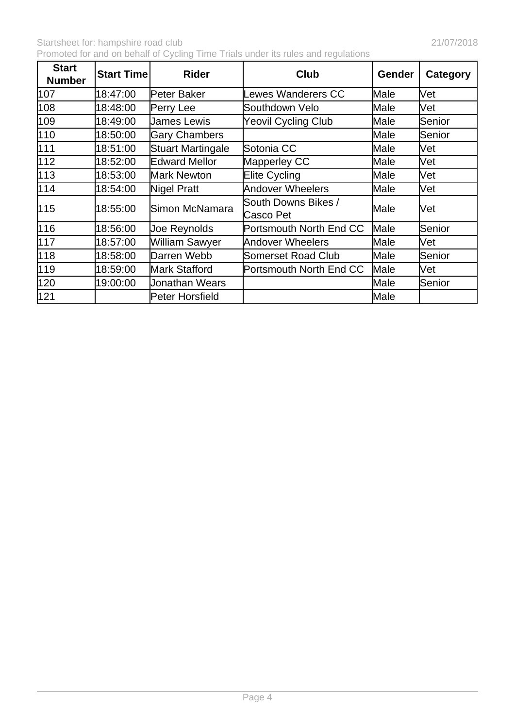| Start Number | Start Time | Rider | Club | Gender | Category |
|---|---|---|---|---|---|
| 107 | 18:47:00 | Peter Baker | Lewes Wanderers CC | Male | Vet |
| 108 | 18:48:00 | Perry Lee | Southdown Velo | Male | Vet |
| 109 | 18:49:00 | James Lewis | Yeovil Cycling Club | Male | Senior |
| 110 | 18:50:00 | Gary Chambers | | Male | Senior |
| 111 | 18:51:00 | Stuart Martingale | Sotonia CC | Male | Vet |
| 112 | 18:52:00 | Edward Mellor | Mapperley CC | Male | Vet |
| 113 | 18:53:00 | Mark Newton | Elite Cycling | Male | Vet |
| 114 | 18:54:00 | Nigel Pratt | Andover Wheelers | Male | Vet |
| 115 | 18:55:00 | Simon McNamara | South Downs Bikes / Casco Pet | Male | Vet |
| 116 | 18:56:00 | Joe Reynolds | Portsmouth North End CC | Male | Senior |
| 117 | 18:57:00 | William Sawyer | Andover Wheelers | Male | Vet |
| 118 | 18:58:00 | Darren Webb | Somerset Road Club | Male | Senior |
| 119 | 18:59:00 | Mark Stafford | Portsmouth North End CC | Male | Vet |
| 120 | 19:00:00 | Jonathan Wears | | Male | Senior |
| 121 | | Peter Horsfield | | Male | |